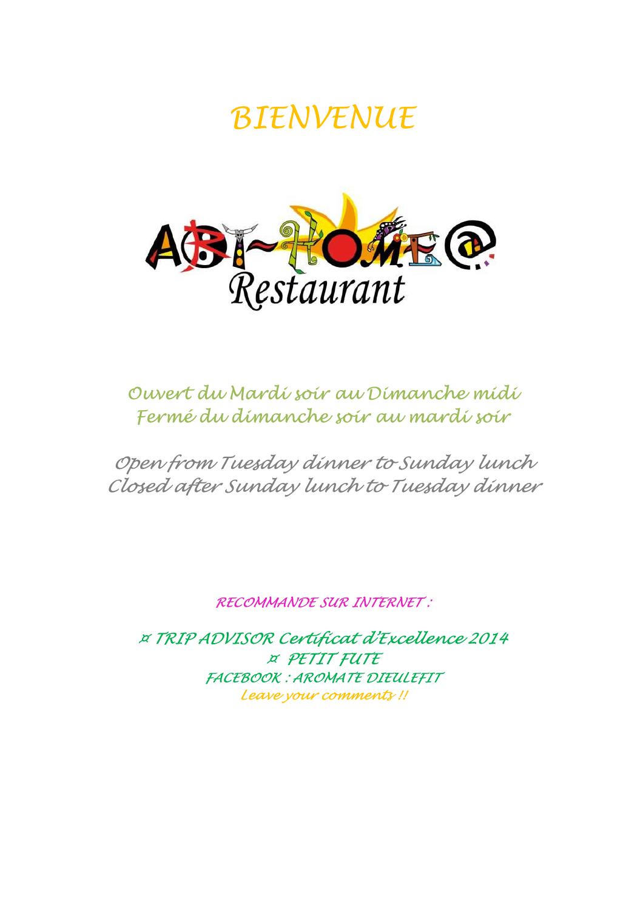# BIENVENUE

ABI~HOME@
Restaurant

Ouvert du Mardi soir au Dimanche midi
Fermé du dimanche soir au mardi soir

Open from Tuesday dinner to Sunday lunch
Closed after Sunday lunch to Tuesday dinner

RECOMMANDE SUR INTERNET :

¤ TRIP ADVISOR Certificat d'Excellence 2014
¤ PETIT FUTE
FACEBOOK : AROMATE DIEULEFIT
Leave your comments !!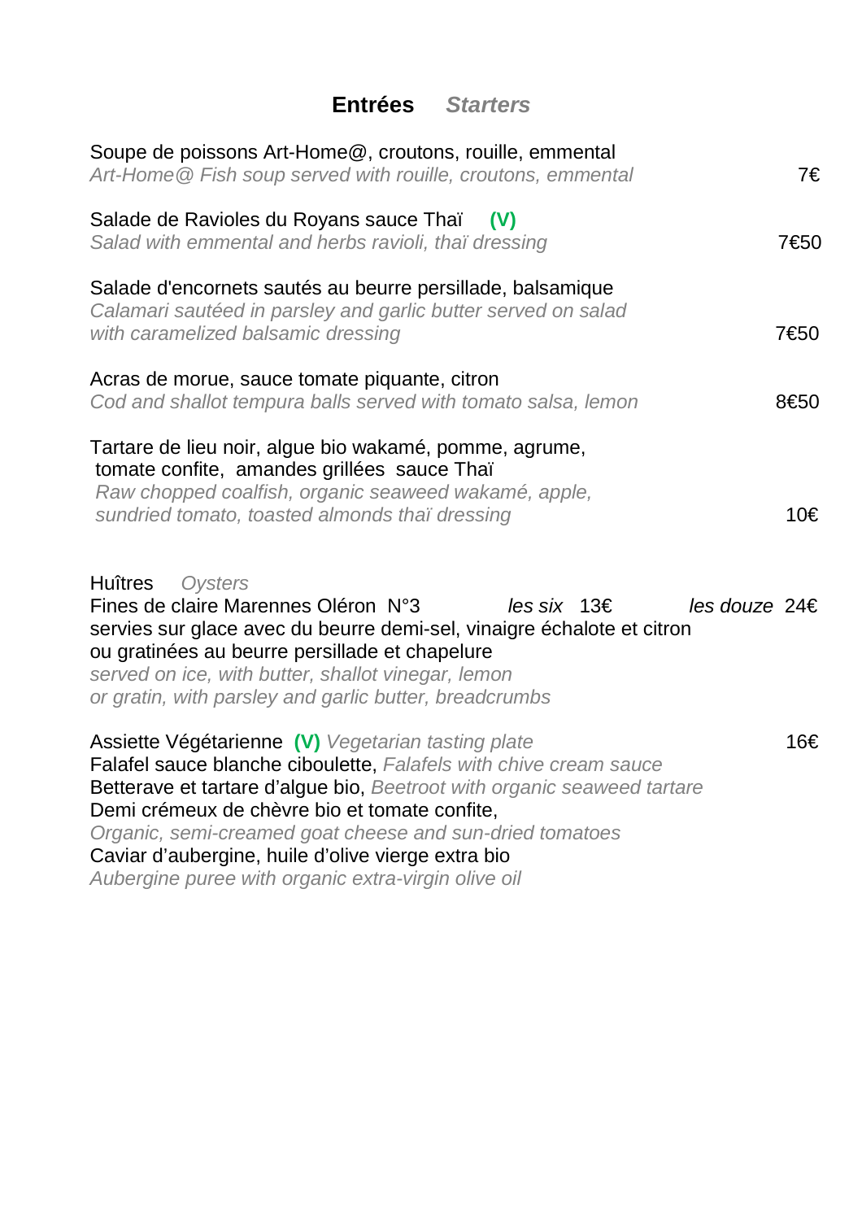## **Entrées** *Starters*

Soupe de poissons Art-Home@, croutons, rouille, emmental
*Art-Home@ Fish soup served with rouille, croutons, emmental* 7€

Salade de Ravioles du Royans sauce Thaï **(V)**
*Salad with emmental and herbs ravioli, thaï dressing* 7€50

Salade d'encornets sautés au beurre persillade, balsamique
*Calamari sautéed in parsley and garlic butter served on salad*
*with caramelized balsamic dressing* 7€50

Acras de morue, sauce tomate piquante, citron
*Cod and shallot tempura balls served with tomato salsa, lemon* 8€50

Tartare de lieu noir, algue bio wakamé, pomme, agrume,
tomate confite, amandes grillées sauce Thaï
*Raw chopped coalfish, organic seaweed wakamé, apple,*
*sundried tomato, toasted almonds thaï dressing* 10€

Huîtres *Oysters*
Fines de claire Marennes Oléron N°3 *les six* 13€ *les douze* 24€
servies sur glace avec du beurre demi-sel, vinaigre échalote et citron
ou gratinées au beurre persillade et chapelure
*served on ice, with butter, shallot vinegar, lemon*
*or gratin, with parsley and garlic butter, breadcrumbs*

Assiette Végétarienne **(V)** *Vegetarian tasting plate* 16€
Falafel sauce blanche ciboulette, *Falafels with chive cream sauce*
Betterave et tartare d'algue bio, *Beetroot with organic seaweed tartare*
Demi crémeux de chèvre bio et tomate confite,
*Organic, semi-creamed goat cheese and sun-dried tomatoes*
Caviar d'aubergine, huile d'olive vierge extra bio
*Aubergine puree with organic extra-virgin olive oil*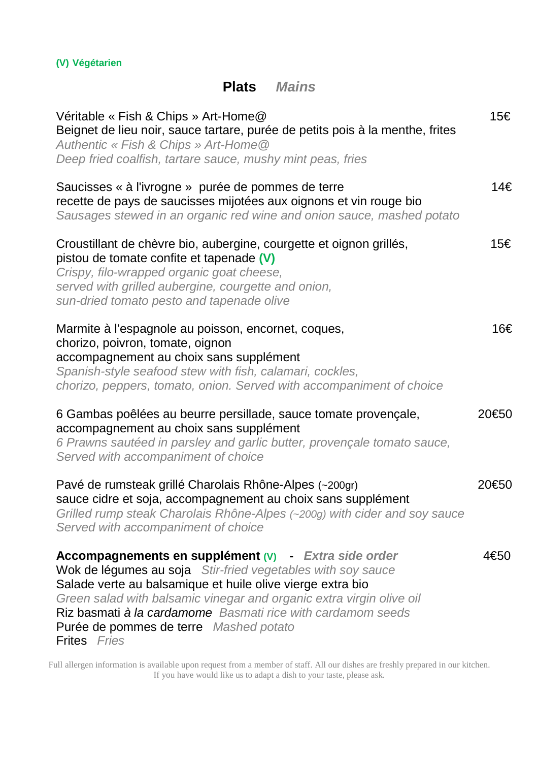**(V) Végétarien**

## Plats *Mains*

Véritable « Fish & Chips » Art-Home@ — 15€
Beignet de lieu noir, sauce tartare, purée de petits pois à la menthe, frites
*Authentic « Fish & Chips » Art-Home@*
*Deep fried coalfish, tartare sauce, mushy mint peas, fries*

Saucisses « à l'ivrogne » purée de pommes de terre — 14€
recette de pays de saucisses mijotées aux oignons et vin rouge bio
*Sausages stewed in an organic red wine and onion sauce, mashed potato*

Croustillant de chèvre bio, aubergine, courgette et oignon grillés, pistou de tomate confite et tapenade **(V)** — 15€
*Crispy, filo-wrapped organic goat cheese,*
*served with grilled aubergine, courgette and onion,*
*sun-dried tomato pesto and tapenade olive*

Marmite à l'espagnole au poisson, encornet, coques, chorizo, poivron, tomate, oignon — 16€
accompagnement au choix sans supplément
*Spanish-style seafood stew with fish, calamari, cockles,*
*chorizo, peppers, tomato, onion. Served with accompaniment of choice*

6 Gambas poêlées au beurre persillade, sauce tomate provençale, — 20€50
accompagnement au choix sans supplément
*6 Prawns sautéed in parsley and garlic butter, provençale tomato sauce,*
*Served with accompaniment of choice*

Pavé de rumsteak grillé Charolais Rhône-Alpes (~200gr) — 20€50
sauce cidre et soja, accompagnement au choix sans supplément
*Grilled rump steak Charolais Rhône-Alpes (~200g) with cider and soy sauce*
*Served with accompaniment of choice*

**Accompagnements en supplément (V)** - ***Extra side order*** — 4€50
Wok de légumes au soja *Stir-fried vegetables with soy sauce*
Salade verte au balsamique et huile olive vierge extra bio
*Green salad with balsamic vinegar and organic extra virgin olive oil*
Riz basmati *à la cardamome* *Basmati rice with cardamom seeds*
Purée de pommes de terre *Mashed potato*
Frites *Fries*

Full allergen information is available upon request from a member of staff. All our dishes are freshly prepared in our kitchen.
If you have would like us to adapt a dish to your taste, please ask.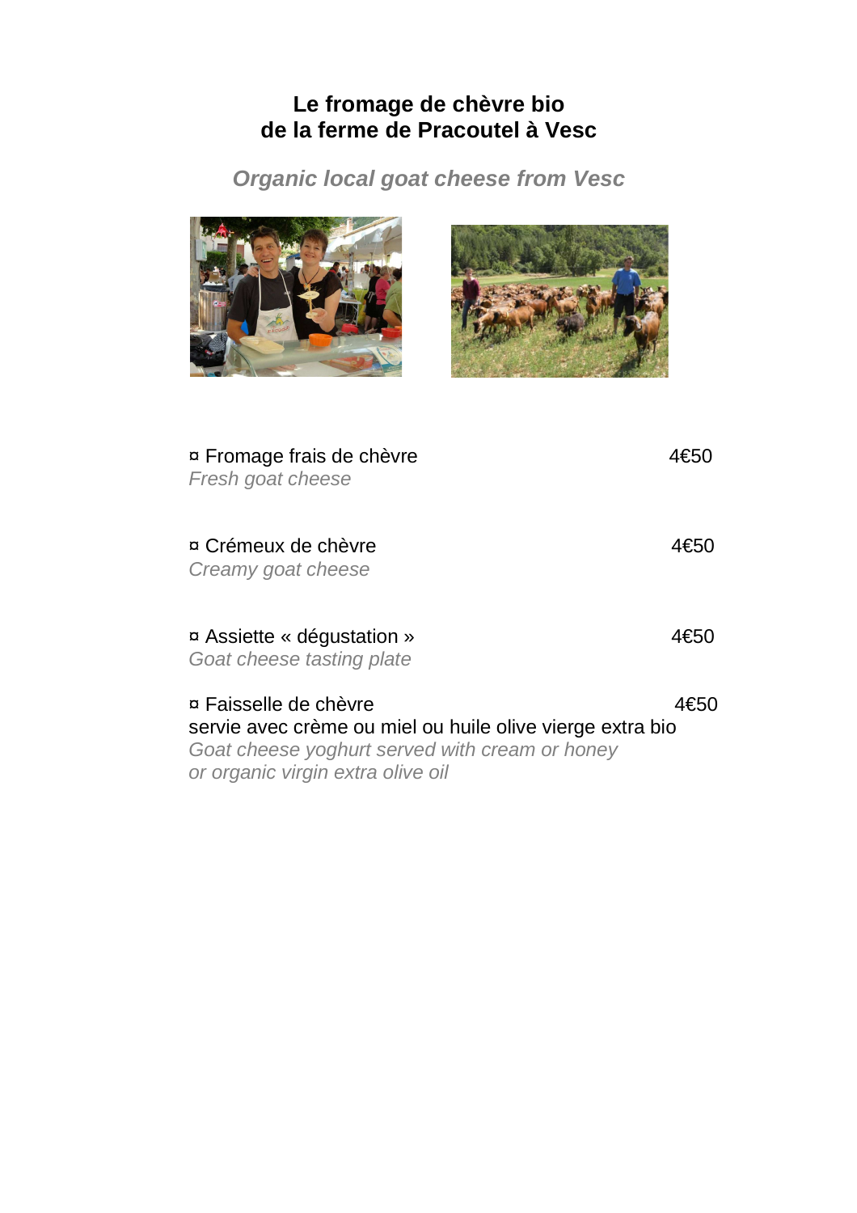# Le fromage de chèvre bio
# de la ferme de Pracoutel à Vesc

*Organic local goat cheese from Vesc*

¤ Fromage frais de chèvre — 4€50
*Fresh goat cheese*

¤ Crémeux de chèvre — 4€50
*Creamy goat cheese*

¤ Assiette « dégustation » — 4€50
*Goat cheese tasting plate*

¤ Faisselle de chèvre — 4€50
servie avec crème ou miel ou huile olive vierge extra bio
*Goat cheese yoghurt served with cream or honey*
*or organic virgin extra olive oil*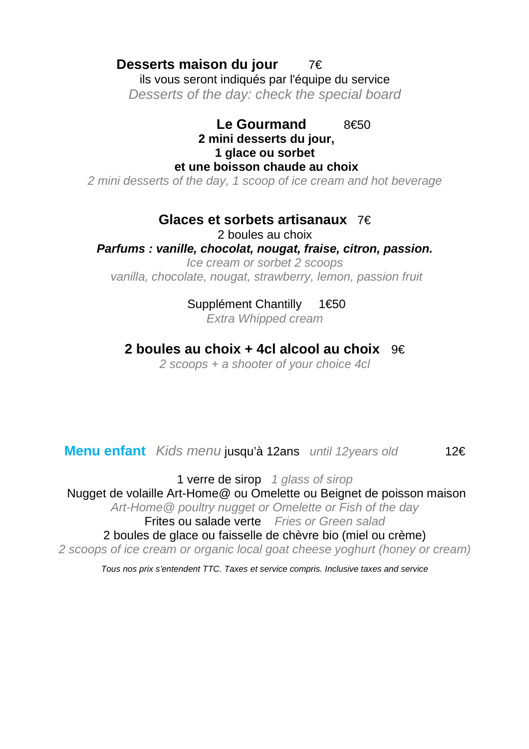**Desserts maison du jour** 7€

ils vous seront indiqués par l'équipe du service

*Desserts of the day: check the special board*

**Le Gourmand** 8€50

**2 mini desserts du jour,**
**1 glace ou sorbet**
**et une boisson chaude au choix**

*2 mini desserts of the day, 1 scoop of ice cream and hot beverage*

**Glaces et sorbets artisanaux** 7€

2 boules au choix

***Parfums : vanille, chocolat, nougat, fraise, citron, passion.***

*Ice cream or sorbet 2 scoops*
*vanilla, chocolate, nougat, strawberry, lemon, passion fruit*

Supplément Chantilly 1€50

*Extra Whipped cream*

**2 boules au choix + 4cl alcool au choix** 9€

*2 scoops + a shooter of your choice 4cl*

**Menu enfant** *Kids menu* jusqu'à 12ans *until 12years old* 12€

1 verre de sirop *1 glass of sirop*

Nugget de volaille Art-Home@ ou Omelette ou Beignet de poisson maison

*Art-Home@ poultry nugget or Omelette or Fish of the day*

Frites ou salade verte *Fries or Green salad*

2 boules de glace ou faisselle de chèvre bio (miel ou crème)

*2 scoops of ice cream or organic local goat cheese yoghurt (honey or cream)*

*Tous nos prix s'entendent TTC. Taxes et service compris. Inclusive taxes and service*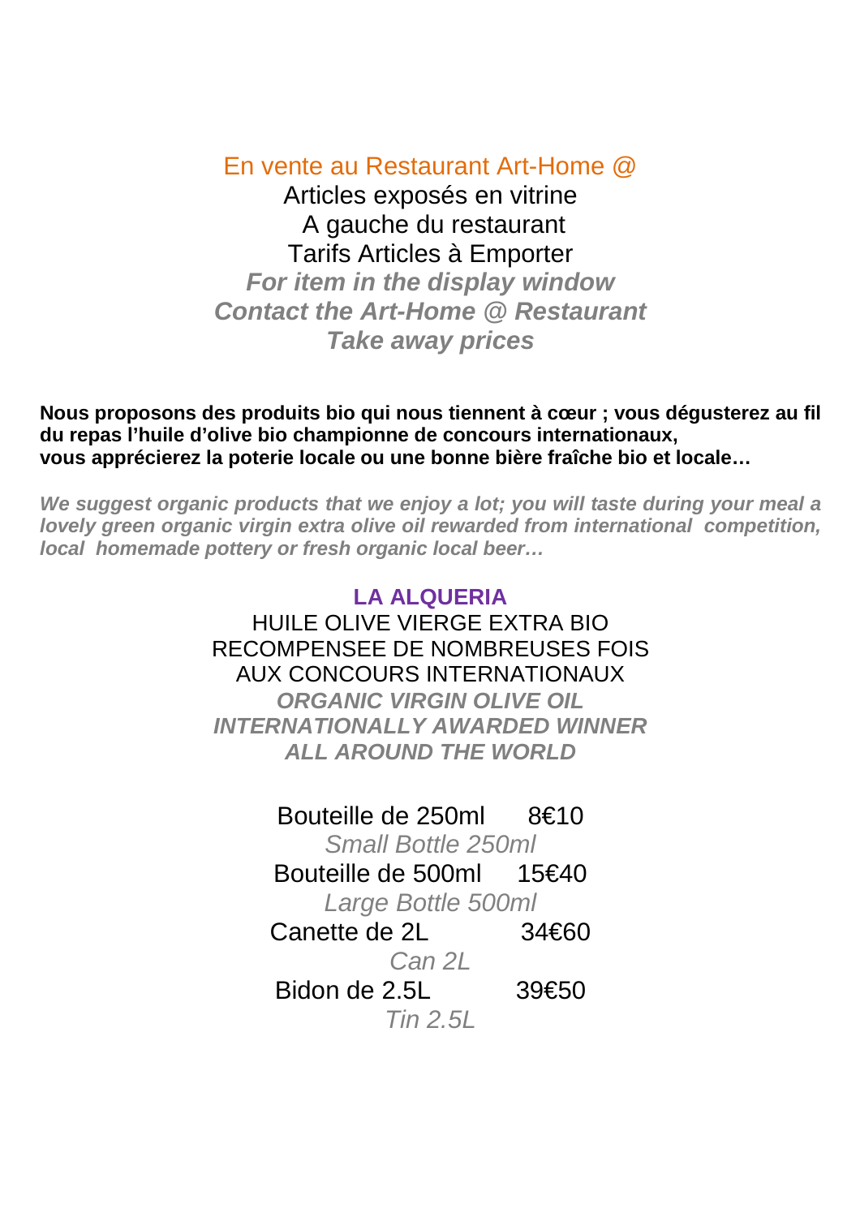En vente au Restaurant Art-Home @

Articles exposés en vitrine

A gauche du restaurant

Tarifs Articles à Emporter

***For item in the display window***

***Contact the Art-Home @ Restaurant***

***Take away prices***

**Nous proposons des produits bio qui nous tiennent à cœur ; vous dégusterez au fil du repas l'huile d'olive bio championne de concours internationaux,**
**vous apprécierez la poterie locale ou une bonne bière fraîche bio et locale…**

***We suggest organic products that we enjoy a lot; you will taste during your meal a lovely green organic virgin extra olive oil rewarded from international competition, local homemade pottery or fresh organic local beer…***

## LA ALQUERIA

HUILE OLIVE VIERGE EXTRA BIO

RECOMPENSEE DE NOMBREUSES FOIS

AUX CONCOURS INTERNATIONAUX

***ORGANIC VIRGIN OLIVE OIL***

***INTERNATIONALLY AWARDED WINNER***

***ALL AROUND THE WORLD***

Bouteille de 250ml 8€10

*Small Bottle 250ml*

Bouteille de 500ml 15€40

*Large Bottle 500ml*

Canette de 2L 34€60

*Can 2L*

Bidon de 2.5L 39€50

*Tin 2.5L*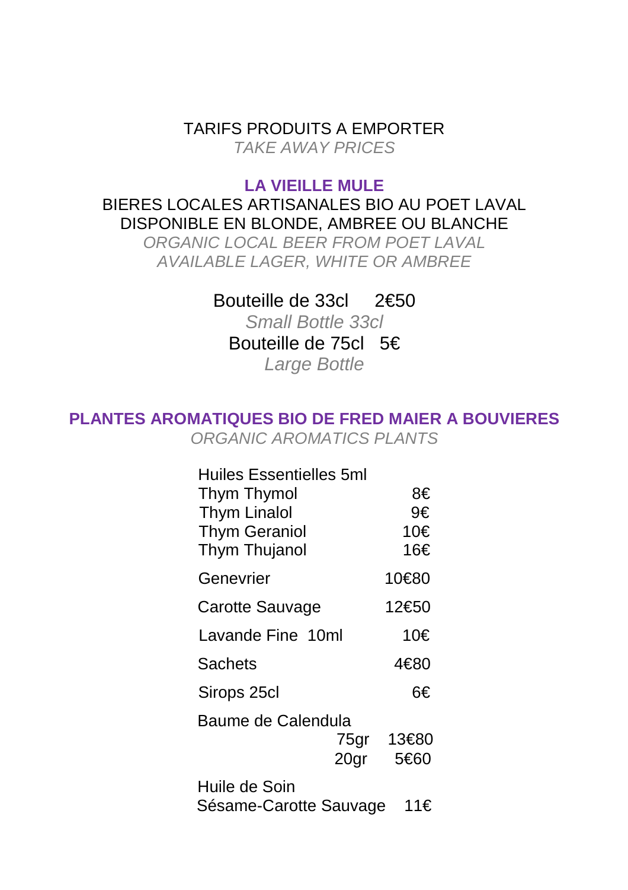TARIFS PRODUITS A EMPORTER

*TAKE AWAY PRICES*

## LA VIEILLE MULE

BIERES LOCALES ARTISANALES BIO AU POET LAVAL

DISPONIBLE EN BLONDE, AMBREE OU BLANCHE

*ORGANIC LOCAL BEER FROM POET LAVAL*

*AVAILABLE LAGER, WHITE OR AMBREE*

Bouteille de 33cl 2€50

*Small Bottle 33cl*

Bouteille de 75cl 5€

*Large Bottle*

## PLANTES AROMATIQUES BIO DE FRED MAIER A BOUVIERES

*ORGANIC AROMATICS PLANTS*

| | |
|---|---|
| Huiles Essentielles 5ml | |
| Thym Thymol | 8€ |
| Thym Linalol | 9€ |
| Thym Geraniol | 10€ |
| Thym Thujanol | 16€ |
| Genevrier | 10€80 |
| Carotte Sauvage | 12€50 |
| Lavande Fine 10ml | 10€ |
| Sachets | 4€80 |
| Sirops 25cl | 6€ |
| Baume de Calendula | |
| 75gr | 13€80 |
| 20gr | 5€60 |
| Huile de Soin | |
| Sésame-Carotte Sauvage | 11€ |